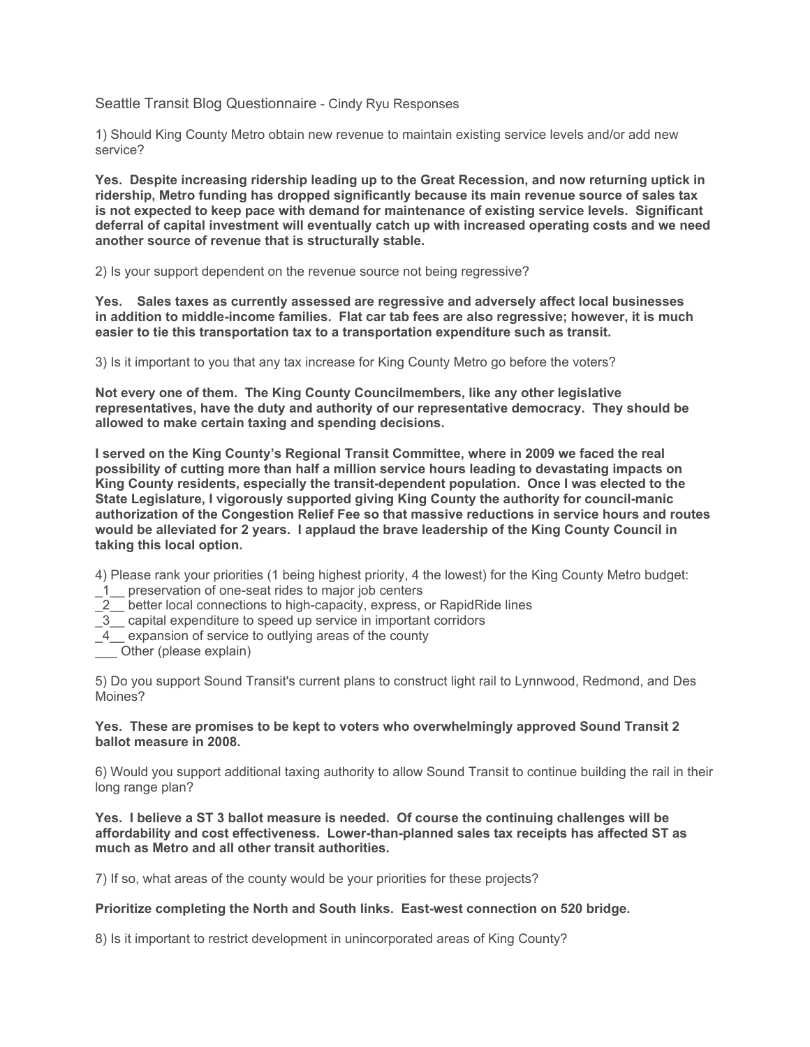Seattle Transit Blog Questionnaire - Cindy Ryu Responses

1) Should King County Metro obtain new revenue to maintain existing service levels and/or add new service?

**Yes. Despite increasing ridership leading up to the Great Recession, and now returning uptick in ridership, Metro funding has dropped significantly because its main revenue source of sales tax is not expected to keep pace with demand for maintenance of existing service levels. Significant deferral of capital investment will eventually catch up with increased operating costs and we need another source of revenue that is structurally stable.**

2) Is your support dependent on the revenue source not being regressive?

**Yes. Sales taxes as currently assessed are regressive and adversely affect local businesses in addition to middle-income families. Flat car tab fees are also regressive; however, it is much easier to tie this transportation tax to a transportation expenditure such as transit.**

3) Is it important to you that any tax increase for King County Metro go before the voters?

**Not every one of them. The King County Councilmembers, like any other legislative representatives, have the duty and authority of our representative democracy. They should be allowed to make certain taxing and spending decisions.**

**I served on the King County's Regional Transit Committee, where in 2009 we faced the real possibility of cutting more than half a million service hours leading to devastating impacts on King County residents, especially the transit-dependent population. Once I was elected to the State Legislature, I vigorously supported giving King County the authority for council-manic authorization of the Congestion Relief Fee so that massive reductions in service hours and routes would be alleviated for 2 years. I applaud the brave leadership of the King County Council in taking this local option.**

4) Please rank your priorities (1 being highest priority, 4 the lowest) for the King County Metro budget:

_1__ preservation of one-seat rides to major job centers
_2__ better local connections to high-capacity, express, or RapidRide lines
_3__ capital expenditure to speed up service in important corridors
_4__ expansion of service to outlying areas of the county
___ Other (please explain)

5) Do you support Sound Transit's current plans to construct light rail to Lynnwood, Redmond, and Des Moines?

**Yes. These are promises to be kept to voters who overwhelmingly approved Sound Transit 2 ballot measure in 2008.**

6) Would you support additional taxing authority to allow Sound Transit to continue building the rail in their long range plan?

**Yes. I believe a ST 3 ballot measure is needed. Of course the continuing challenges will be affordability and cost effectiveness. Lower-than-planned sales tax receipts has affected ST as much as Metro and all other transit authorities.**

7) If so, what areas of the county would be your priorities for these projects?

**Prioritize completing the North and South links. East-west connection on 520 bridge.**

8) Is it important to restrict development in unincorporated areas of King County?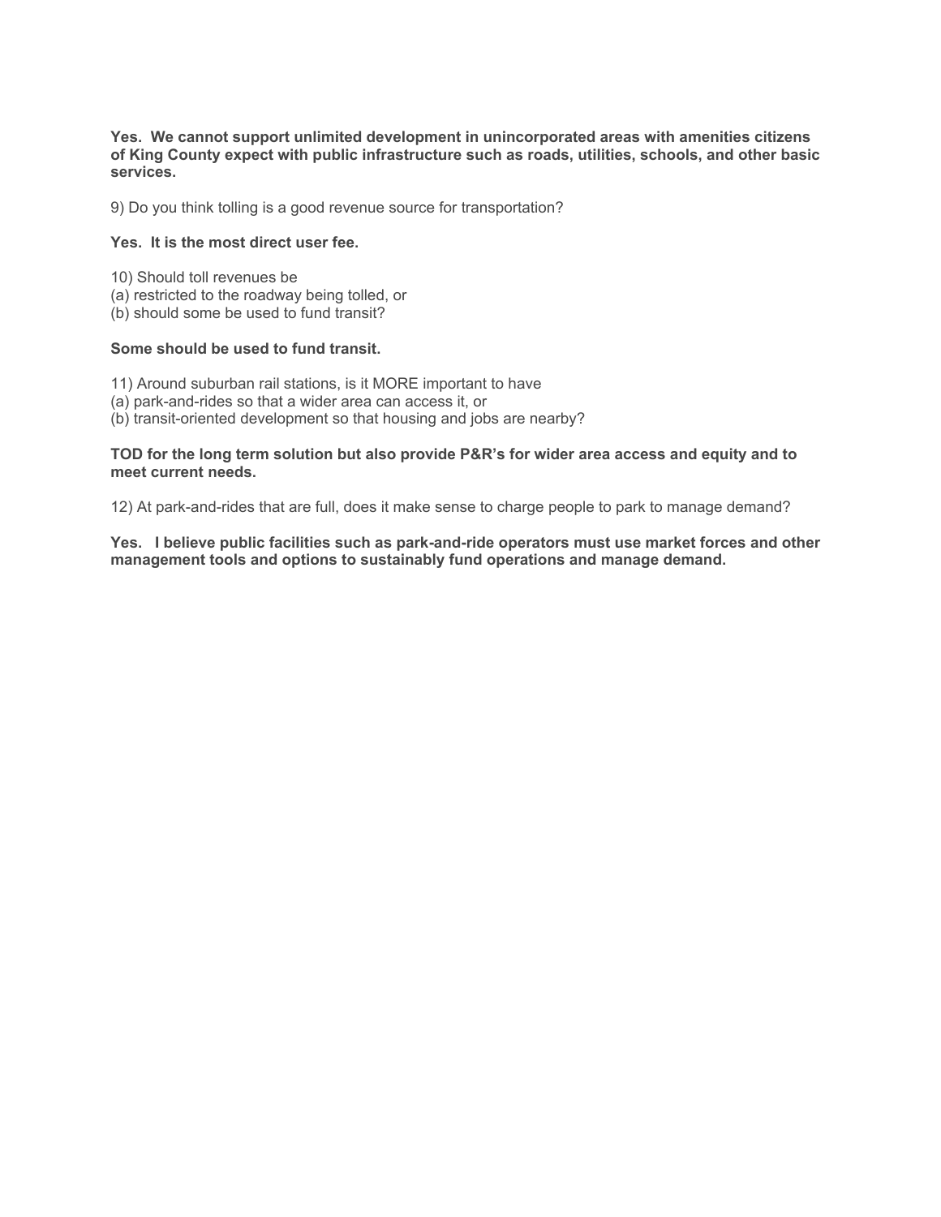**Yes. We cannot support unlimited development in unincorporated areas with amenities citizens of King County expect with public infrastructure such as roads, utilities, schools, and other basic services.**

9) Do you think tolling is a good revenue source for transportation?

**Yes. It is the most direct user fee.**

10) Should toll revenues be
(a) restricted to the roadway being tolled, or
(b) should some be used to fund transit?

**Some should be used to fund transit.**

11) Around suburban rail stations, is it MORE important to have
(a) park-and-rides so that a wider area can access it, or
(b) transit-oriented development so that housing and jobs are nearby?

**TOD for the long term solution but also provide P&R's for wider area access and equity and to meet current needs.**

12) At park-and-rides that are full, does it make sense to charge people to park to manage demand?

**Yes. I believe public facilities such as park-and-ride operators must use market forces and other management tools and options to sustainably fund operations and manage demand.**